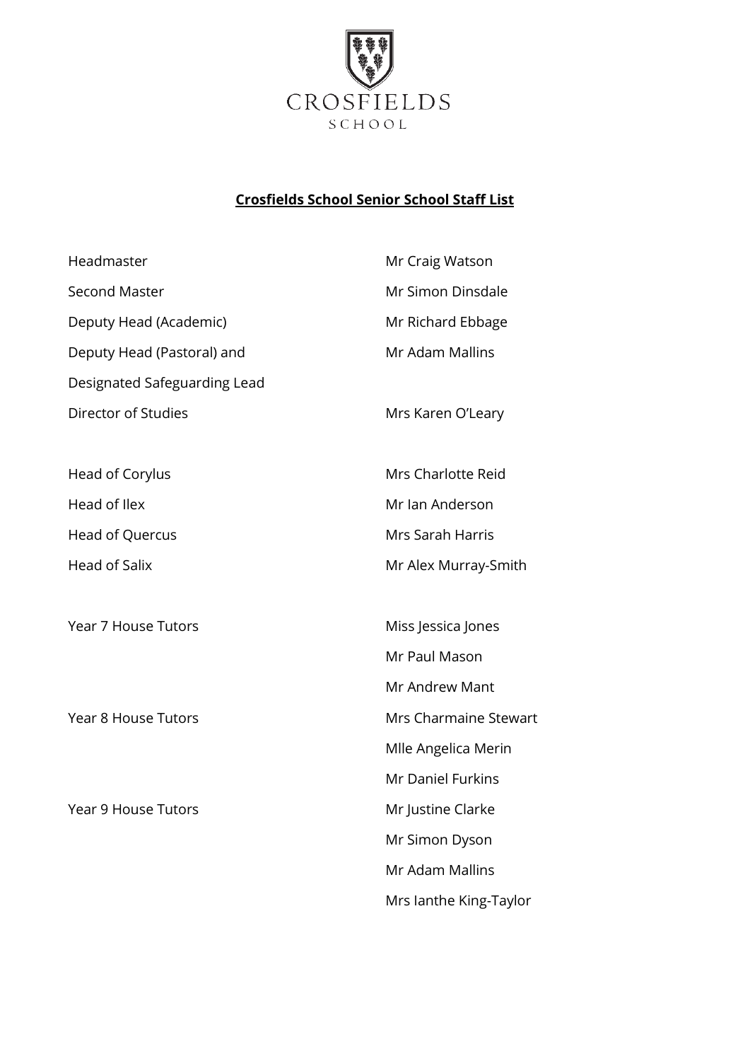CROSFIELDS

SCHOOL

# Crosfields School Senior School Staff List

| | |
|---|---|
| Headmaster | Mr Craig Watson |
| Second Master | Mr Simon Dinsdale |
| Deputy Head (Academic) | Mr Richard Ebbage |
| Deputy Head (Pastoral) and Designated Safeguarding Lead | Mr Adam Mallins |
| Director of Studies | Mrs Karen O'Leary |
| | |
| Head of Corylus | Mrs Charlotte Reid |
| Head of Ilex | Mr Ian Anderson |
| Head of Quercus | Mrs Sarah Harris |
| Head of Salix | Mr Alex Murray-Smith |
| | |
| Year 7 House Tutors | Miss Jessica Jones |
| | Mr Paul Mason |
| | Mr Andrew Mant |
| Year 8 House Tutors | Mrs Charmaine Stewart |
| | Mlle Angelica Merin |
| | Mr Daniel Furkins |
| Year 9 House Tutors | Mr Justine Clarke |
| | Mr Simon Dyson |
| | Mr Adam Mallins |
| | Mrs Ianthe King-Taylor |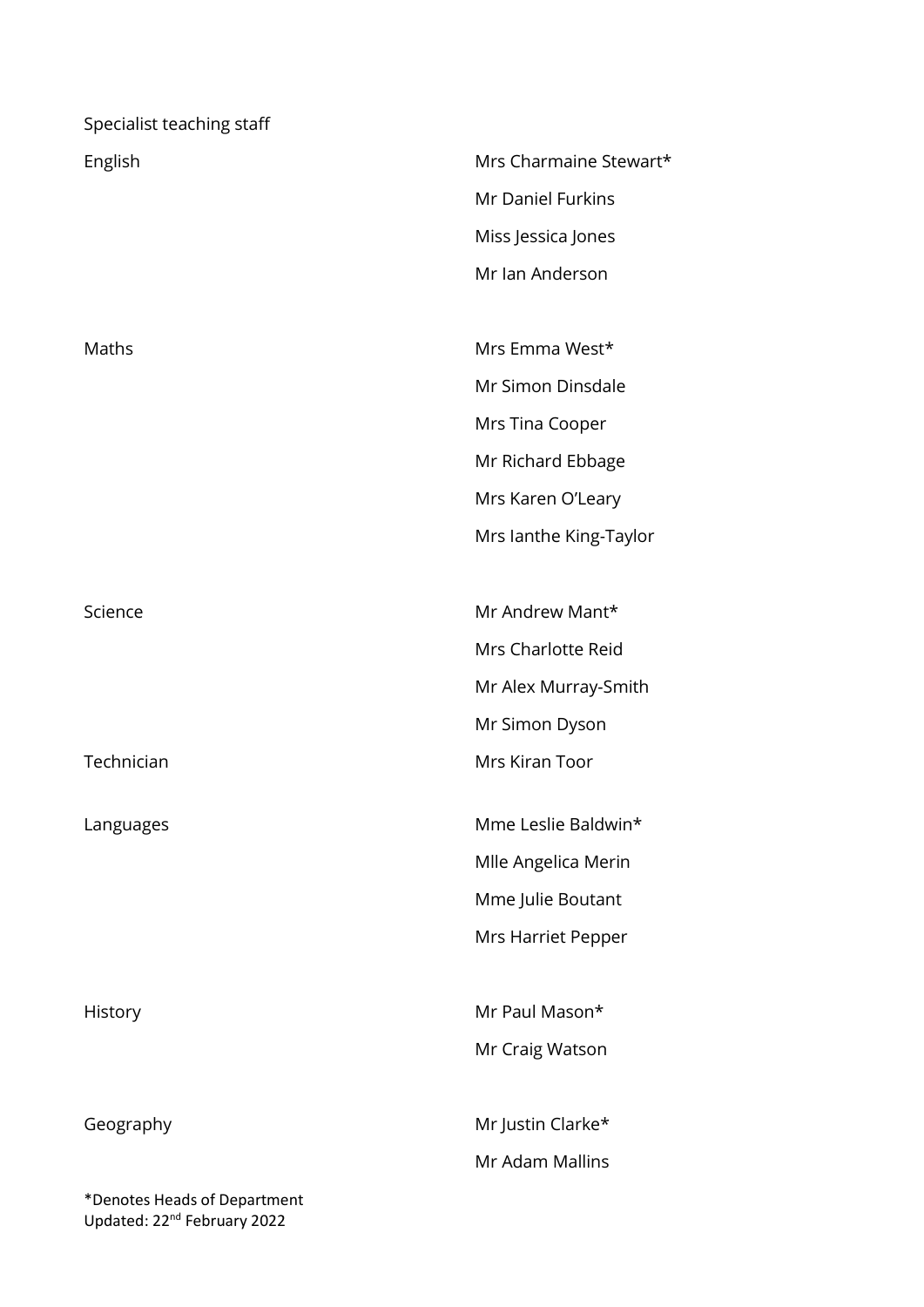Specialist teaching staff

| | |
|---|---|
| English | Mrs Charmaine Stewart* |
| | Mr Daniel Furkins |
| | Miss Jessica Jones |
| | Mr Ian Anderson |
| Maths | Mrs Emma West* |
| | Mr Simon Dinsdale |
| | Mrs Tina Cooper |
| | Mr Richard Ebbage |
| | Mrs Karen O'Leary |
| | Mrs Ianthe King-Taylor |
| Science | Mr Andrew Mant* |
| | Mrs Charlotte Reid |
| | Mr Alex Murray-Smith |
| | Mr Simon Dyson |
| Technician | Mrs Kiran Toor |
| Languages | Mme Leslie Baldwin* |
| | Mlle Angelica Merin |
| | Mme Julie Boutant |
| | Mrs Harriet Pepper |
| History | Mr Paul Mason* |
| | Mr Craig Watson |
| Geography | Mr Justin Clarke* |
| | Mr Adam Mallins |

*Denotes Heads of Department
Updated: 22nd February 2022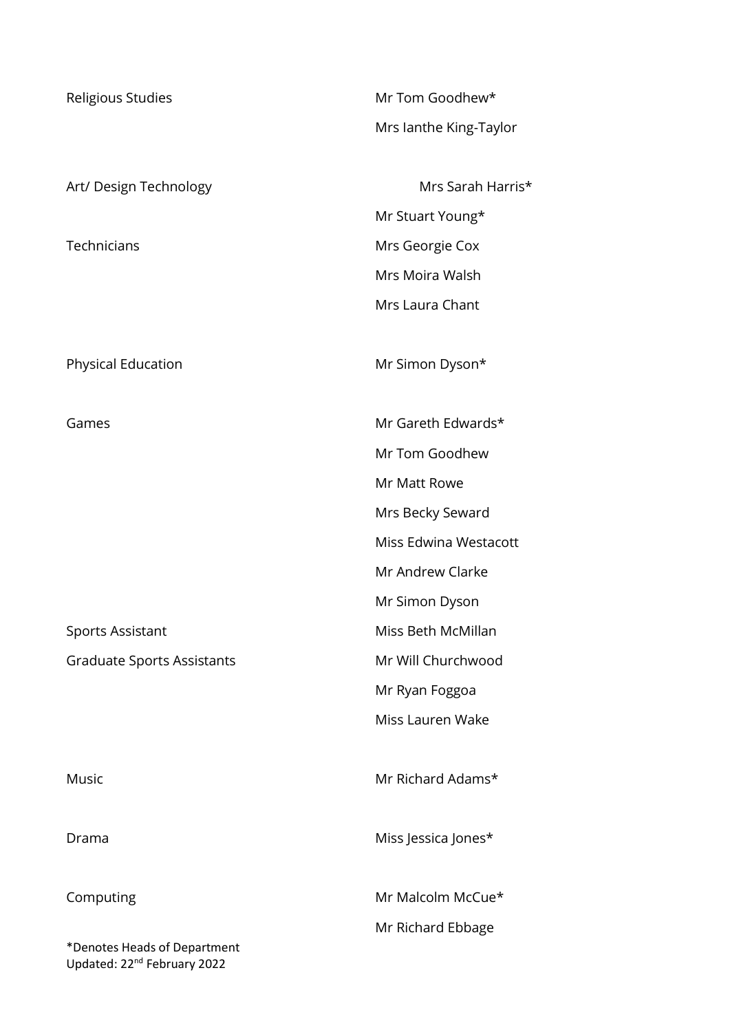| | |
|---|---|
| Religious Studies | Mr Tom Goodhew* |
| | Mrs Ianthe King-Taylor |
| | |
| Art/ Design Technology | Mrs Sarah Harris* |
| | Mr Stuart Young* |
| Technicians | Mrs Georgie Cox |
| | Mrs Moira Walsh |
| | Mrs Laura Chant |
| | |
| Physical Education | Mr Simon Dyson* |
| | |
| Games | Mr Gareth Edwards* |
| | Mr Tom Goodhew |
| | Mr Matt Rowe |
| | Mrs Becky Seward |
| | Miss Edwina Westacott |
| | Mr Andrew Clarke |
| | Mr Simon Dyson |
| Sports Assistant | Miss Beth McMillan |
| Graduate Sports Assistants | Mr Will Churchwood |
| | Mr Ryan Foggoa |
| | Miss Lauren Wake |
| | |
| Music | Mr Richard Adams* |
| | |
| Drama | Miss Jessica Jones* |
| | |
| Computing | Mr Malcolm McCue* |
| | Mr Richard Ebbage |

*Denotes Heads of Department

Updated: 22nd February 2022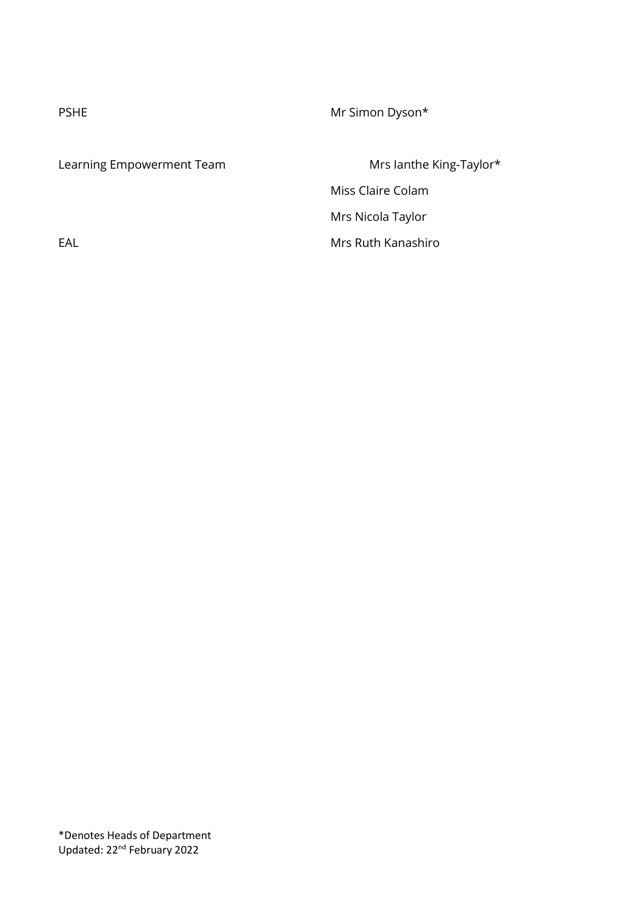| | |
|---|---|
| PSHE | Mr Simon Dyson* |
| Learning Empowerment Team | Mrs Ianthe King-Taylor* |
| | Miss Claire Colam |
| | Mrs Nicola Taylor |
| EAL | Mrs Ruth Kanashiro |

*Denotes Heads of Department
Updated: 22nd February 2022